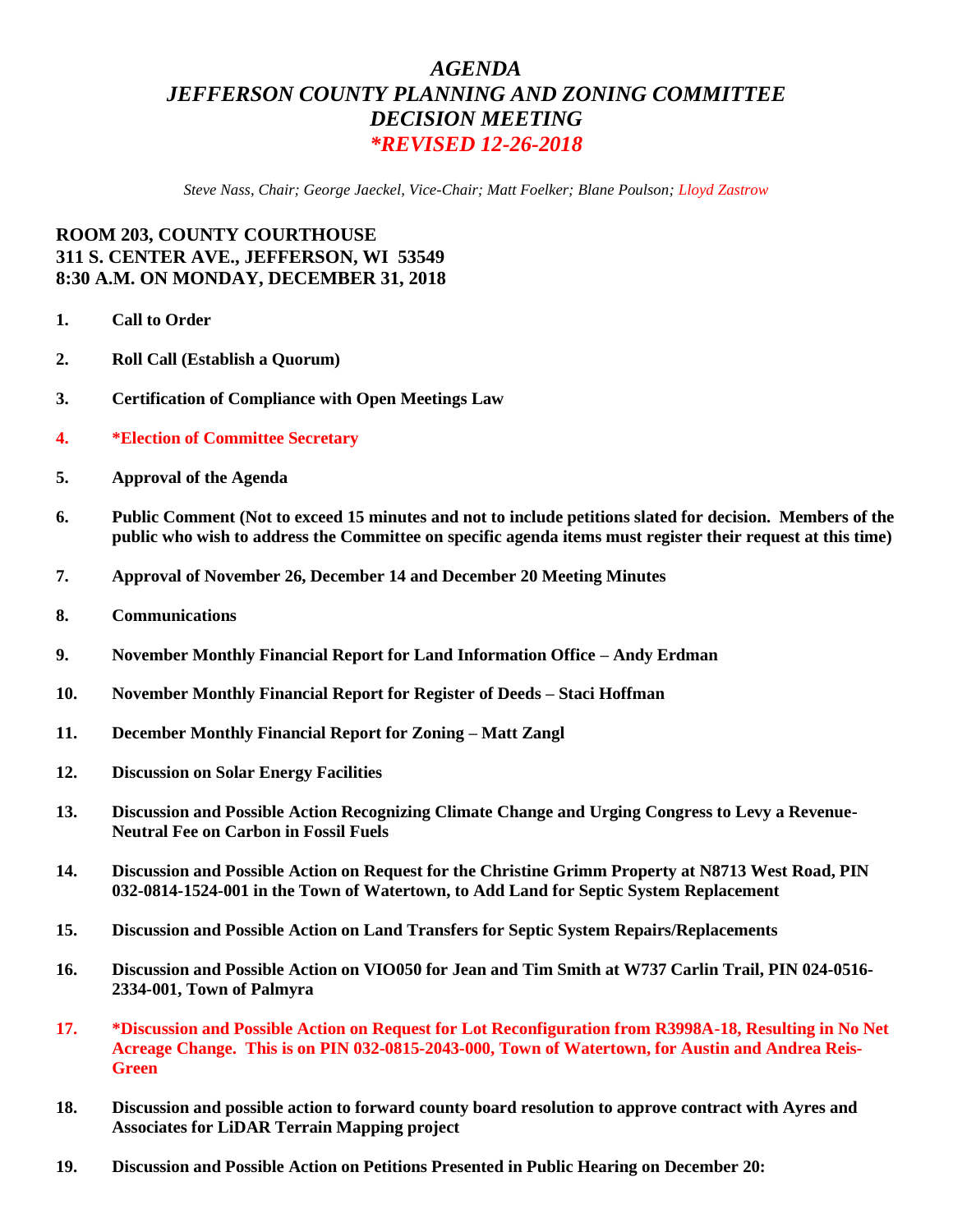# *AGENDA*
# *JEFFERSON COUNTY PLANNING AND ZONING COMMITTEE*
# *DECISION MEETING*
# **REVISED 12-26-2018*

*Steve Nass, Chair; George Jaeckel, Vice-Chair; Matt Foelker; Blane Poulson; Lloyd Zastrow*

**ROOM 203, COUNTY COURTHOUSE**
**311 S. CENTER AVE., JEFFERSON, WI 53549**
**8:30 A.M. ON MONDAY, DECEMBER 31, 2018**

1. **Call to Order**
2. **Roll Call (Establish a Quorum)**
3. **Certification of Compliance with Open Meetings Law**
4. ***Election of Committee Secretary**
5. **Approval of the Agenda**
6. **Public Comment (Not to exceed 15 minutes and not to include petitions slated for decision. Members of the public who wish to address the Committee on specific agenda items must register their request at this time)**
7. **Approval of November 26, December 14 and December 20 Meeting Minutes**
8. **Communications**
9. **November Monthly Financial Report for Land Information Office – Andy Erdman**
10. **November Monthly Financial Report for Register of Deeds – Staci Hoffman**
11. **December Monthly Financial Report for Zoning – Matt Zangl**
12. **Discussion on Solar Energy Facilities**
13. **Discussion and Possible Action Recognizing Climate Change and Urging Congress to Levy a Revenue-Neutral Fee on Carbon in Fossil Fuels**
14. **Discussion and Possible Action on Request for the Christine Grimm Property at N8713 West Road, PIN 032-0814-1524-001 in the Town of Watertown, to Add Land for Septic System Replacement**
15. **Discussion and Possible Action on Land Transfers for Septic System Repairs/Replacements**
16. **Discussion and Possible Action on VIO050 for Jean and Tim Smith at W737 Carlin Trail, PIN 024-0516-2334-001, Town of Palmyra**
17. ***Discussion and Possible Action on Request for Lot Reconfiguration from R3998A-18, Resulting in No Net Acreage Change. This is on PIN 032-0815-2043-000, Town of Watertown, for Austin and Andrea Reis-Green**
18. **Discussion and possible action to forward county board resolution to approve contract with Ayres and Associates for LiDAR Terrain Mapping project**
19. **Discussion and Possible Action on Petitions Presented in Public Hearing on December 20:**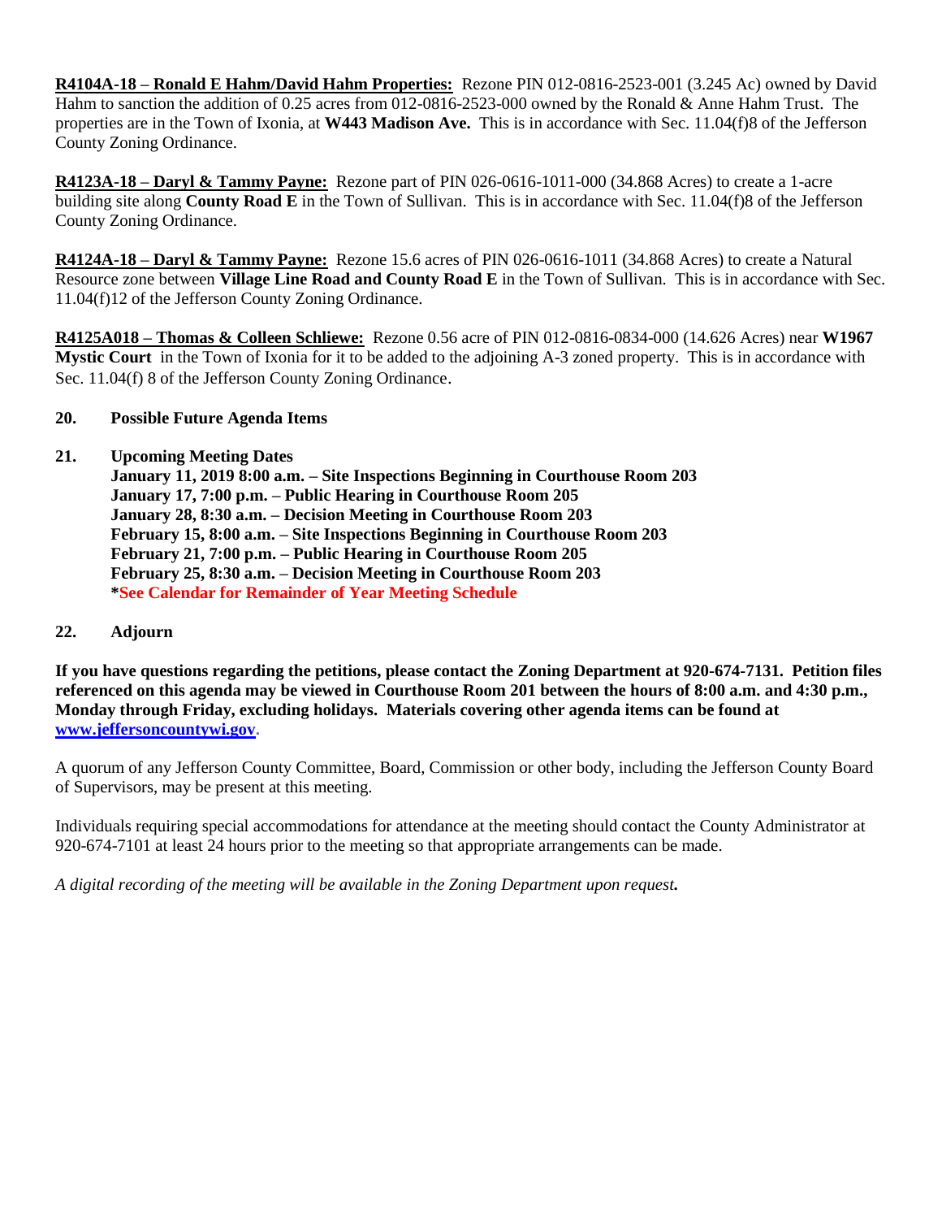**R4104A-18 – Ronald E Hahm/David Hahm Properties:** Rezone PIN 012-0816-2523-001 (3.245 Ac) owned by David Hahm to sanction the addition of 0.25 acres from 012-0816-2523-000 owned by the Ronald & Anne Hahm Trust. The properties are in the Town of Ixonia, at **W443 Madison Ave.** This is in accordance with Sec. 11.04(f)8 of the Jefferson County Zoning Ordinance.

**R4123A-18 – Daryl & Tammy Payne:** Rezone part of PIN 026-0616-1011-000 (34.868 Acres) to create a 1-acre building site along **County Road E** in the Town of Sullivan. This is in accordance with Sec. 11.04(f)8 of the Jefferson County Zoning Ordinance.

**R4124A-18 – Daryl & Tammy Payne:** Rezone 15.6 acres of PIN 026-0616-1011 (34.868 Acres) to create a Natural Resource zone between **Village Line Road and County Road E** in the Town of Sullivan. This is in accordance with Sec. 11.04(f)12 of the Jefferson County Zoning Ordinance.

**R4125A018 – Thomas & Colleen Schliewe:** Rezone 0.56 acre of PIN 012-0816-0834-000 (14.626 Acres) near **W1967 Mystic Court** in the Town of Ixonia for it to be added to the adjoining A-3 zoned property. This is in accordance with Sec. 11.04(f) 8 of the Jefferson County Zoning Ordinance.

**20. Possible Future Agenda Items**

**21. Upcoming Meeting Dates**

**January 11, 2019 8:00 a.m. – Site Inspections Beginning in Courthouse Room 203**
**January 17, 7:00 p.m. – Public Hearing in Courthouse Room 205**
**January 28, 8:30 a.m. – Decision Meeting in Courthouse Room 203**
**February 15, 8:00 a.m. – Site Inspections Beginning in Courthouse Room 203**
**February 21, 7:00 p.m. – Public Hearing in Courthouse Room 205**
**February 25, 8:30 a.m. – Decision Meeting in Courthouse Room 203**
**\*See Calendar for Remainder of Year Meeting Schedule**

**22. Adjourn**

**If you have questions regarding the petitions, please contact the Zoning Department at 920-674-7131. Petition files referenced on this agenda may be viewed in Courthouse Room 201 between the hours of 8:00 a.m. and 4:30 p.m., Monday through Friday, excluding holidays. Materials covering other agenda items can be found at [www.jeffersoncountywi.gov](http://www.jeffersoncountywi.gov).**

A quorum of any Jefferson County Committee, Board, Commission or other body, including the Jefferson County Board of Supervisors, may be present at this meeting.

Individuals requiring special accommodations for attendance at the meeting should contact the County Administrator at 920-674-7101 at least 24 hours prior to the meeting so that appropriate arrangements can be made.

*A digital recording of the meeting will be available in the Zoning Department upon request.*